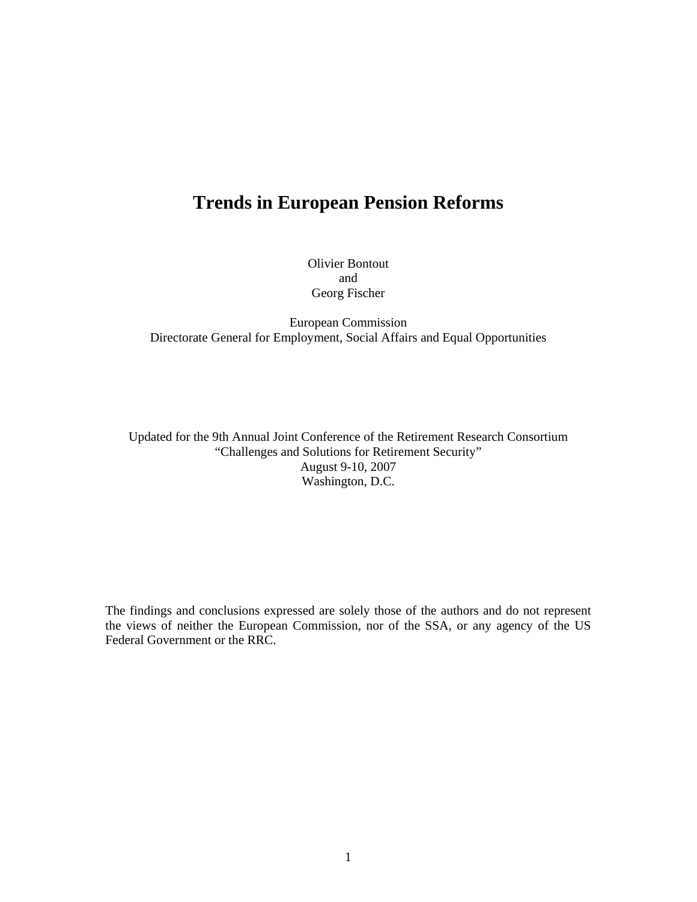# Trends in European Pension Reforms

Olivier Bontout
and
Georg Fischer

European Commission
Directorate General for Employment, Social Affairs and Equal Opportunities

Updated for the 9th Annual Joint Conference of the Retirement Research Consortium
"Challenges and Solutions for Retirement Security"
August 9-10, 2007
Washington, D.C.

The findings and conclusions expressed are solely those of the authors and do not represent the views of neither the European Commission, nor of the SSA, or any agency of the US Federal Government or the RRC.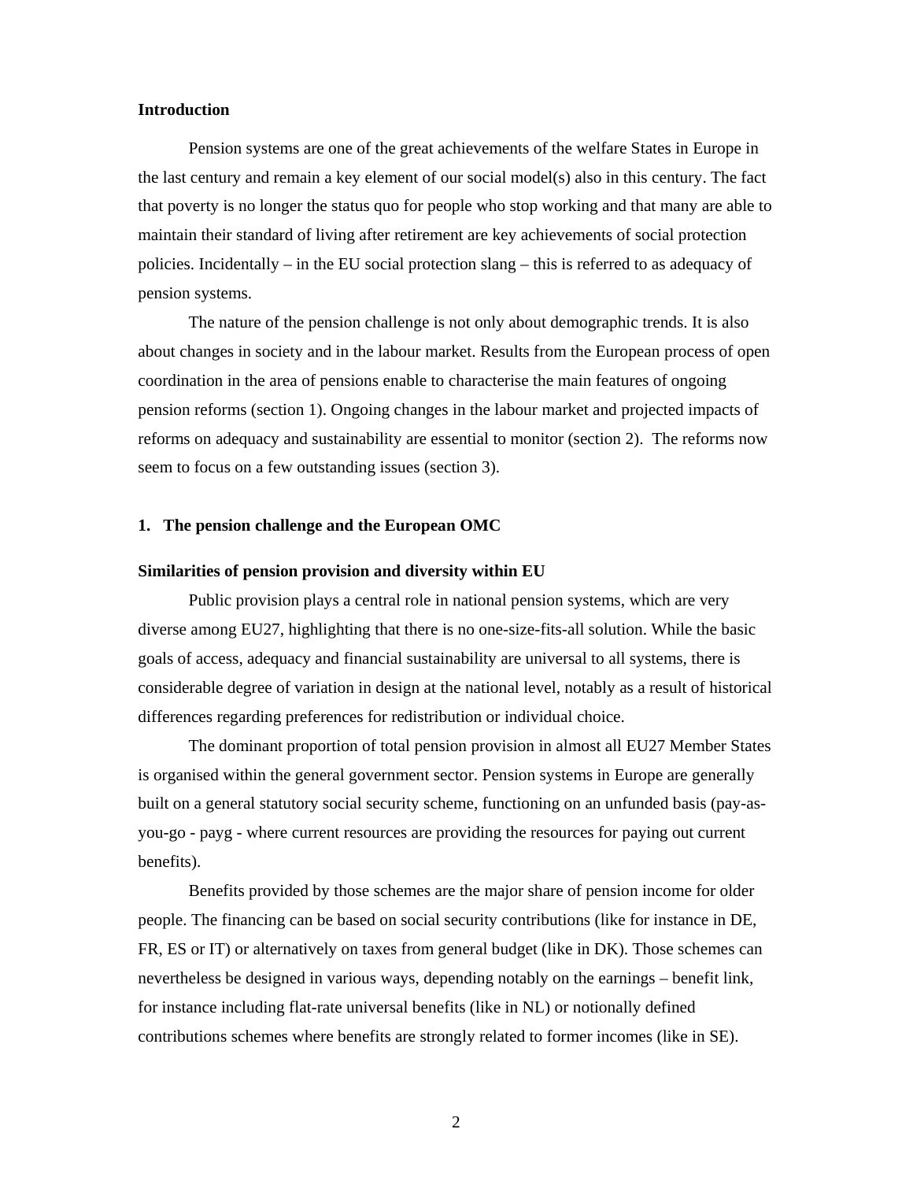## Introduction

Pension systems are one of the great achievements of the welfare States in Europe in the last century and remain a key element of our social model(s) also in this century. The fact that poverty is no longer the status quo for people who stop working and that many are able to maintain their standard of living after retirement are key achievements of social protection policies. Incidentally – in the EU social protection slang – this is referred to as adequacy of pension systems.

The nature of the pension challenge is not only about demographic trends. It is also about changes in society and in the labour market. Results from the European process of open coordination in the area of pensions enable to characterise the main features of ongoing pension reforms (section 1). Ongoing changes in the labour market and projected impacts of reforms on adequacy and sustainability are essential to monitor (section 2). The reforms now seem to focus on a few outstanding issues (section 3).

## 1. The pension challenge and the European OMC

### Similarities of pension provision and diversity within EU

Public provision plays a central role in national pension systems, which are very diverse among EU27, highlighting that there is no one-size-fits-all solution. While the basic goals of access, adequacy and financial sustainability are universal to all systems, there is considerable degree of variation in design at the national level, notably as a result of historical differences regarding preferences for redistribution or individual choice.

The dominant proportion of total pension provision in almost all EU27 Member States is organised within the general government sector. Pension systems in Europe are generally built on a general statutory social security scheme, functioning on an unfunded basis (pay-as-you-go - payg - where current resources are providing the resources for paying out current benefits).

Benefits provided by those schemes are the major share of pension income for older people. The financing can be based on social security contributions (like for instance in DE, FR, ES or IT) or alternatively on taxes from general budget (like in DK). Those schemes can nevertheless be designed in various ways, depending notably on the earnings – benefit link, for instance including flat-rate universal benefits (like in NL) or notionally defined contributions schemes where benefits are strongly related to former incomes (like in SE).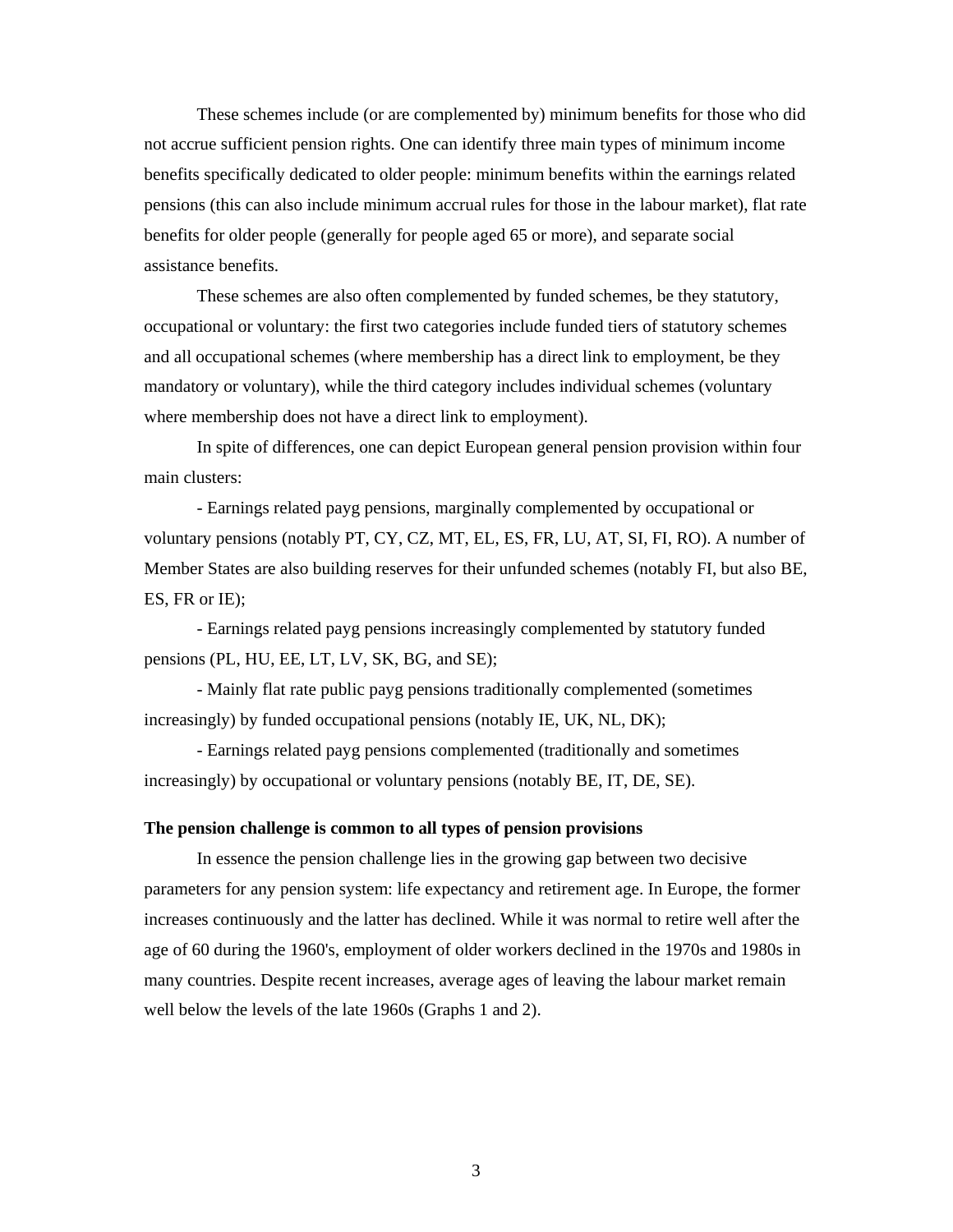These schemes include (or are complemented by) minimum benefits for those who did not accrue sufficient pension rights. One can identify three main types of minimum income benefits specifically dedicated to older people: minimum benefits within the earnings related pensions (this can also include minimum accrual rules for those in the labour market), flat rate benefits for older people (generally for people aged 65 or more), and separate social assistance benefits.

These schemes are also often complemented by funded schemes, be they statutory, occupational or voluntary: the first two categories include funded tiers of statutory schemes and all occupational schemes (where membership has a direct link to employment, be they mandatory or voluntary), while the third category includes individual schemes (voluntary where membership does not have a direct link to employment).

In spite of differences, one can depict European general pension provision within four main clusters:

- Earnings related payg pensions, marginally complemented by occupational or voluntary pensions (notably PT, CY, CZ, MT, EL, ES, FR, LU, AT, SI, FI, RO). A number of Member States are also building reserves for their unfunded schemes (notably FI, but also BE, ES, FR or IE);

- Earnings related payg pensions increasingly complemented by statutory funded pensions (PL, HU, EE, LT, LV, SK, BG, and SE);

- Mainly flat rate public payg pensions traditionally complemented (sometimes increasingly) by funded occupational pensions (notably IE, UK, NL, DK);

- Earnings related payg pensions complemented (traditionally and sometimes increasingly) by occupational or voluntary pensions (notably BE, IT, DE, SE).

**The pension challenge is common to all types of pension provisions**

In essence the pension challenge lies in the growing gap between two decisive parameters for any pension system: life expectancy and retirement age. In Europe, the former increases continuously and the latter has declined. While it was normal to retire well after the age of 60 during the 1960's, employment of older workers declined in the 1970s and 1980s in many countries. Despite recent increases, average ages of leaving the labour market remain well below the levels of the late 1960s (Graphs 1 and 2).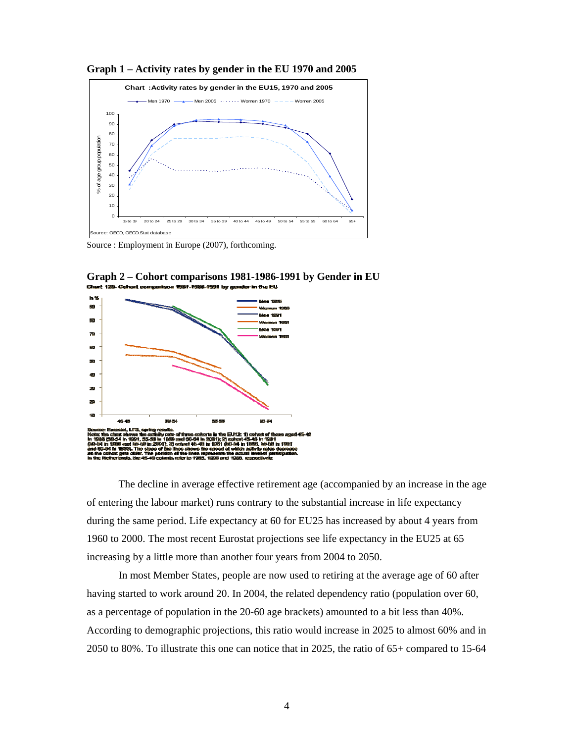**Graph 1 – Activity rates by gender in the EU 1970 and 2005**

Source : Employment in Europe (2007), forthcoming.

**Graph 2 – Cohort comparisons 1981-1986-1991 by Gender in EU**

The decline in average effective retirement age (accompanied by an increase in the age of entering the labour market) runs contrary to the substantial increase in life expectancy during the same period. Life expectancy at 60 for EU25 has increased by about 4 years from 1960 to 2000. The most recent Eurostat projections see life expectancy in the EU25 at 65 increasing by a little more than another four years from 2004 to 2050.

In most Member States, people are now used to retiring at the average age of 60 after having started to work around 20. In 2004, the related dependency ratio (population over 60, as a percentage of population in the 20-60 age brackets) amounted to a bit less than 40%. According to demographic projections, this ratio would increase in 2025 to almost 60% and in 2050 to 80%. To illustrate this one can notice that in 2025, the ratio of 65+ compared to 15-64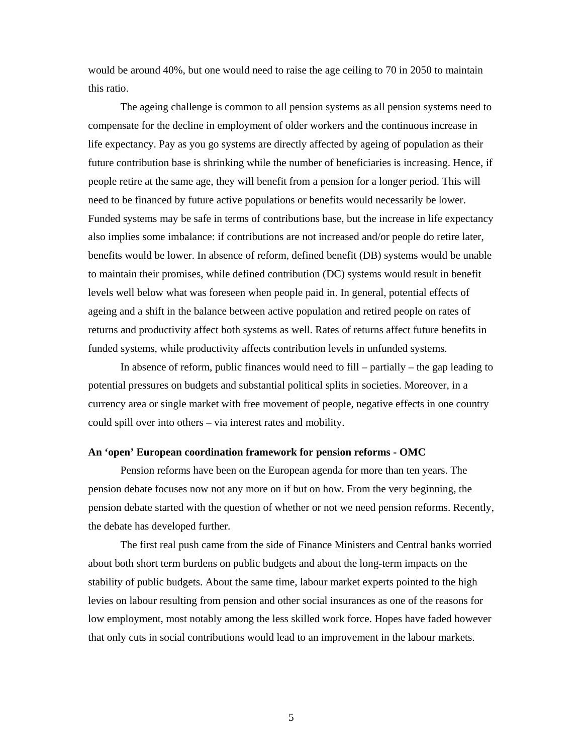would be around 40%, but one would need to raise the age ceiling to 70 in 2050 to maintain this ratio.

The ageing challenge is common to all pension systems as all pension systems need to compensate for the decline in employment of older workers and the continuous increase in life expectancy. Pay as you go systems are directly affected by ageing of population as their future contribution base is shrinking while the number of beneficiaries is increasing. Hence, if people retire at the same age, they will benefit from a pension for a longer period. This will need to be financed by future active populations or benefits would necessarily be lower. Funded systems may be safe in terms of contributions base, but the increase in life expectancy also implies some imbalance: if contributions are not increased and/or people do retire later, benefits would be lower. In absence of reform, defined benefit (DB) systems would be unable to maintain their promises, while defined contribution (DC) systems would result in benefit levels well below what was foreseen when people paid in. In general, potential effects of ageing and a shift in the balance between active population and retired people on rates of returns and productivity affect both systems as well. Rates of returns affect future benefits in funded systems, while productivity affects contribution levels in unfunded systems.

In absence of reform, public finances would need to fill – partially – the gap leading to potential pressures on budgets and substantial political splits in societies. Moreover, in a currency area or single market with free movement of people, negative effects in one country could spill over into others – via interest rates and mobility.

**An 'open' European coordination framework for pension reforms - OMC**

Pension reforms have been on the European agenda for more than ten years. The pension debate focuses now not any more on if but on how. From the very beginning, the pension debate started with the question of whether or not we need pension reforms. Recently, the debate has developed further.

The first real push came from the side of Finance Ministers and Central banks worried about both short term burdens on public budgets and about the long-term impacts on the stability of public budgets. About the same time, labour market experts pointed to the high levies on labour resulting from pension and other social insurances as one of the reasons for low employment, most notably among the less skilled work force. Hopes have faded however that only cuts in social contributions would lead to an improvement in the labour markets.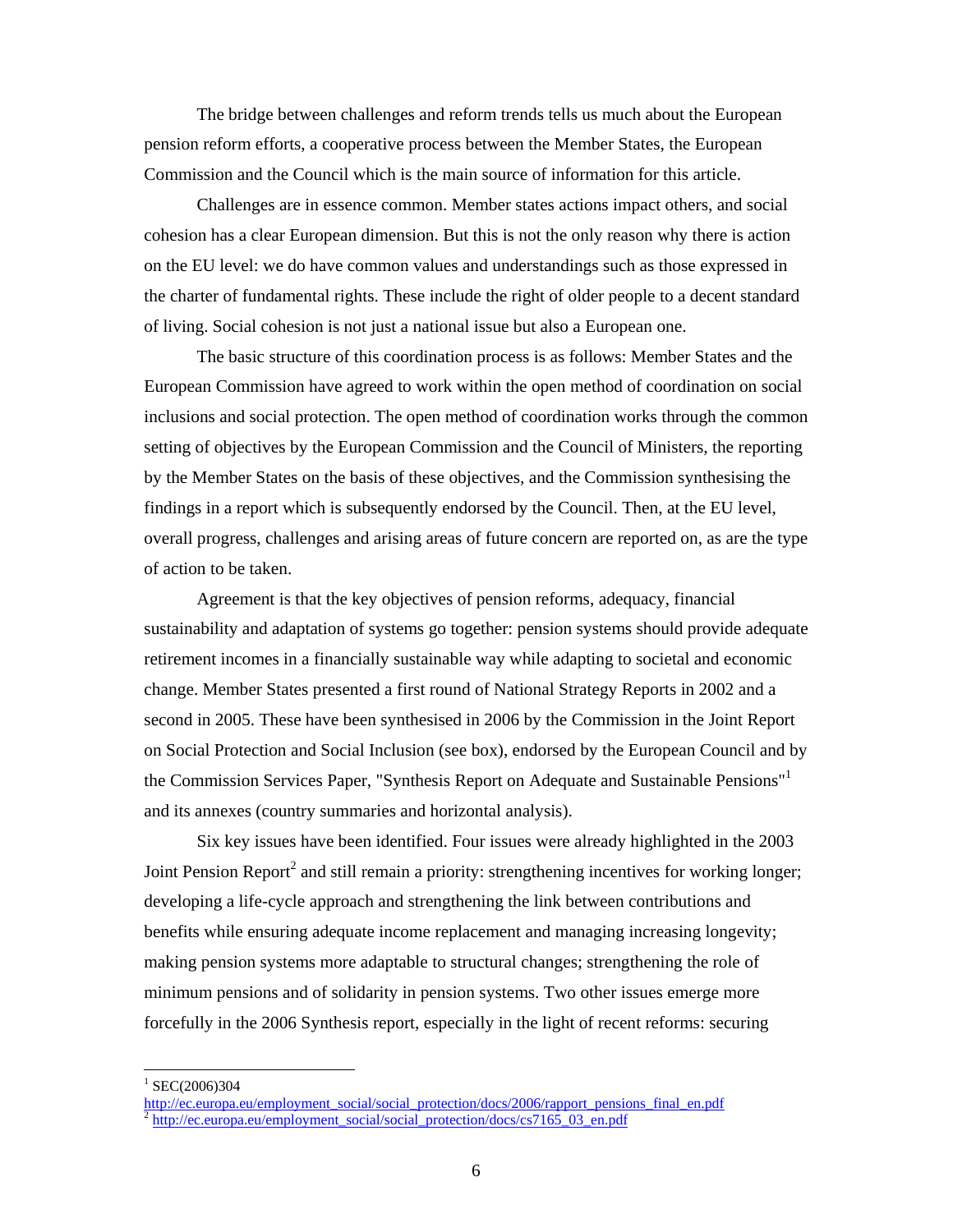The bridge between challenges and reform trends tells us much about the European pension reform efforts, a cooperative process between the Member States, the European Commission and the Council which is the main source of information for this article.

Challenges are in essence common. Member states actions impact others, and social cohesion has a clear European dimension. But this is not the only reason why there is action on the EU level: we do have common values and understandings such as those expressed in the charter of fundamental rights. These include the right of older people to a decent standard of living. Social cohesion is not just a national issue but also a European one.

The basic structure of this coordination process is as follows: Member States and the European Commission have agreed to work within the open method of coordination on social inclusions and social protection. The open method of coordination works through the common setting of objectives by the European Commission and the Council of Ministers, the reporting by the Member States on the basis of these objectives, and the Commission synthesising the findings in a report which is subsequently endorsed by the Council. Then, at the EU level, overall progress, challenges and arising areas of future concern are reported on, as are the type of action to be taken.

Agreement is that the key objectives of pension reforms, adequacy, financial sustainability and adaptation of systems go together: pension systems should provide adequate retirement incomes in a financially sustainable way while adapting to societal and economic change. Member States presented a first round of National Strategy Reports in 2002 and a second in 2005. These have been synthesised in 2006 by the Commission in the Joint Report on Social Protection and Social Inclusion (see box), endorsed by the European Council and by the Commission Services Paper, "Synthesis Report on Adequate and Sustainable Pensions"[1] and its annexes (country summaries and horizontal analysis).

Six key issues have been identified. Four issues were already highlighted in the 2003 Joint Pension Report[2] and still remain a priority: strengthening incentives for working longer; developing a life-cycle approach and strengthening the link between contributions and benefits while ensuring adequate income replacement and managing increasing longevity; making pension systems more adaptable to structural changes; strengthening the role of minimum pensions and of solidarity in pension systems. Two other issues emerge more forcefully in the 2006 Synthesis report, especially in the light of recent reforms: securing

---

[1] SEC(2006)304
http://ec.europa.eu/employment_social/social_protection/docs/2006/rapport_pensions_final_en.pdf

[2] http://ec.europa.eu/employment_social/social_protection/docs/cs7165_03_en.pdf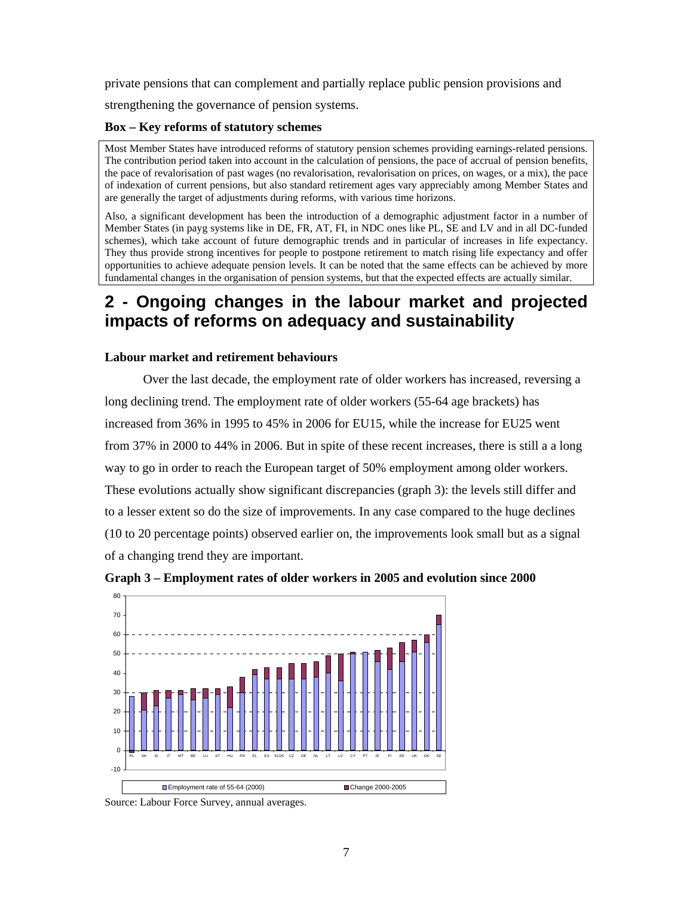private pensions that can complement and partially replace public pension provisions and strengthening the governance of pension systems.

**Box – Key reforms of statutory schemes**

Most Member States have introduced reforms of statutory pension schemes providing earnings-related pensions. The contribution period taken into account in the calculation of pensions, the pace of accrual of pension benefits, the pace of revalorisation of past wages (no revalorisation, revalorisation on prices, on wages, or a mix), the pace of indexation of current pensions, but also standard retirement ages vary appreciably among Member States and are generally the target of adjustments during reforms, with various time horizons.

Also, a significant development has been the introduction of a demographic adjustment factor in a number of Member States (in payg systems like in DE, FR, AT, FI, in NDC ones like PL, SE and LV and in all DC-funded schemes), which take account of future demographic trends and in particular of increases in life expectancy. They thus provide strong incentives for people to postpone retirement to match rising life expectancy and offer opportunities to achieve adequate pension levels. It can be noted that the same effects can be achieved by more fundamental changes in the organisation of pension systems, but that the expected effects are actually similar.

# 2 - Ongoing changes in the labour market and projected impacts of reforms on adequacy and sustainability

### Labour market and retirement behaviours

Over the last decade, the employment rate of older workers has increased, reversing a long declining trend. The employment rate of older workers (55-64 age brackets) has increased from 36% in 1995 to 45% in 2006 for EU15, while the increase for EU25 went from 37% in 2000 to 44% in 2006. But in spite of these recent increases, there is still a a long way to go in order to reach the European target of 50% employment among older workers. These evolutions actually show significant discrepancies (graph 3): the levels still differ and to a lesser extent so do the size of improvements. In any case compared to the huge declines (10 to 20 percentage points) observed earlier on, the improvements look small but as a signal of a changing trend they are important.

**Graph 3 – Employment rates of older workers in 2005 and evolution since 2000**

Source: Labour Force Survey, annual averages.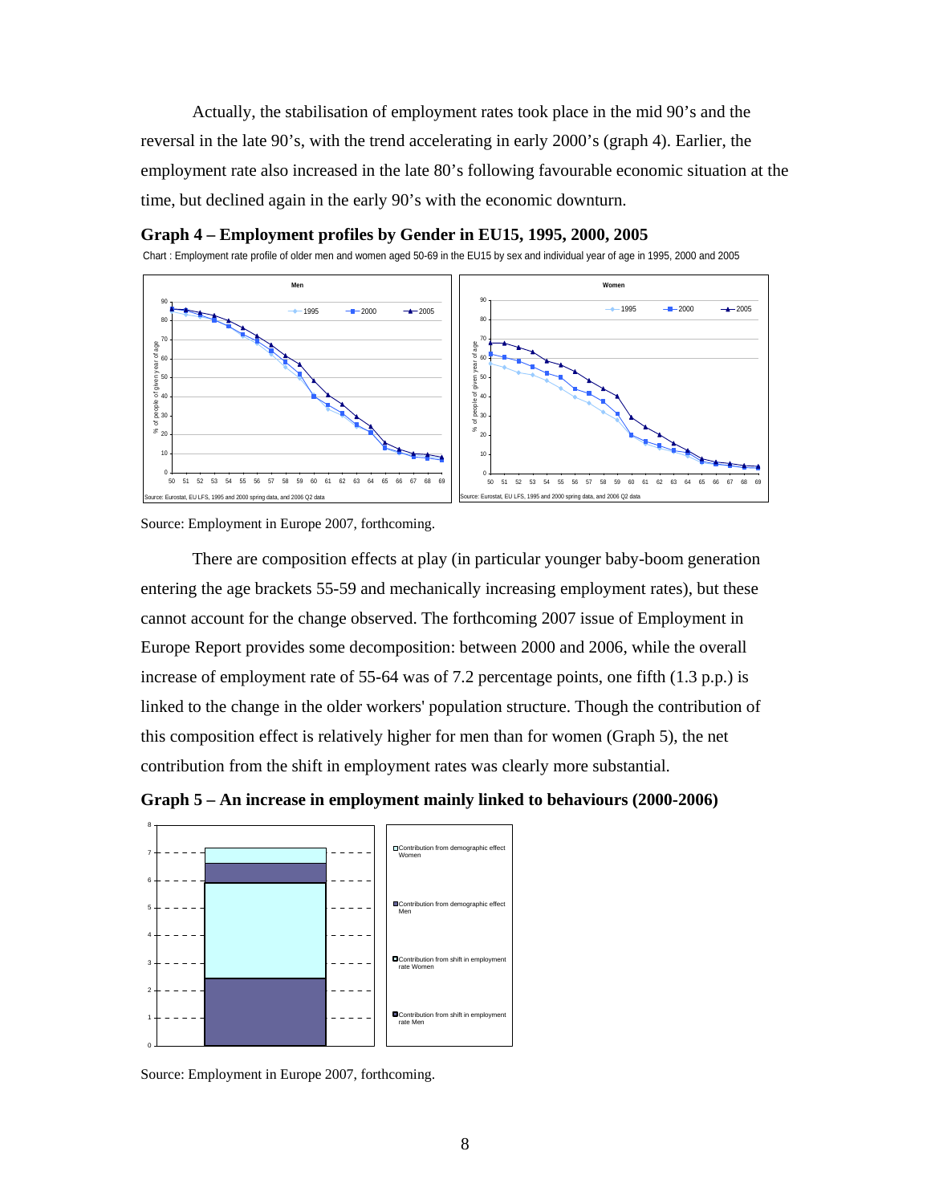Actually, the stabilisation of employment rates took place in the mid 90's and the reversal in the late 90's, with the trend accelerating in early 2000's (graph 4). Earlier, the employment rate also increased in the late 80's following favourable economic situation at the time, but declined again in the early 90's with the economic downturn.

**Graph 4 – Employment profiles by Gender in EU15, 1995, 2000, 2005**

Chart : Employment rate profile of older men and women aged 50-69 in the EU15 by sex and individual year of age in 1995, 2000 and 2005

Source: Employment in Europe 2007, forthcoming.

There are composition effects at play (in particular younger baby-boom generation entering the age brackets 55-59 and mechanically increasing employment rates), but these cannot account for the change observed. The forthcoming 2007 issue of Employment in Europe Report provides some decomposition: between 2000 and 2006, while the overall increase of employment rate of 55-64 was of 7.2 percentage points, one fifth (1.3 p.p.) is linked to the change in the older workers' population structure. Though the contribution of this composition effect is relatively higher for men than for women (Graph 5), the net contribution from the shift in employment rates was clearly more substantial.

**Graph 5 – An increase in employment mainly linked to behaviours (2000-2006)**

Source: Employment in Europe 2007, forthcoming.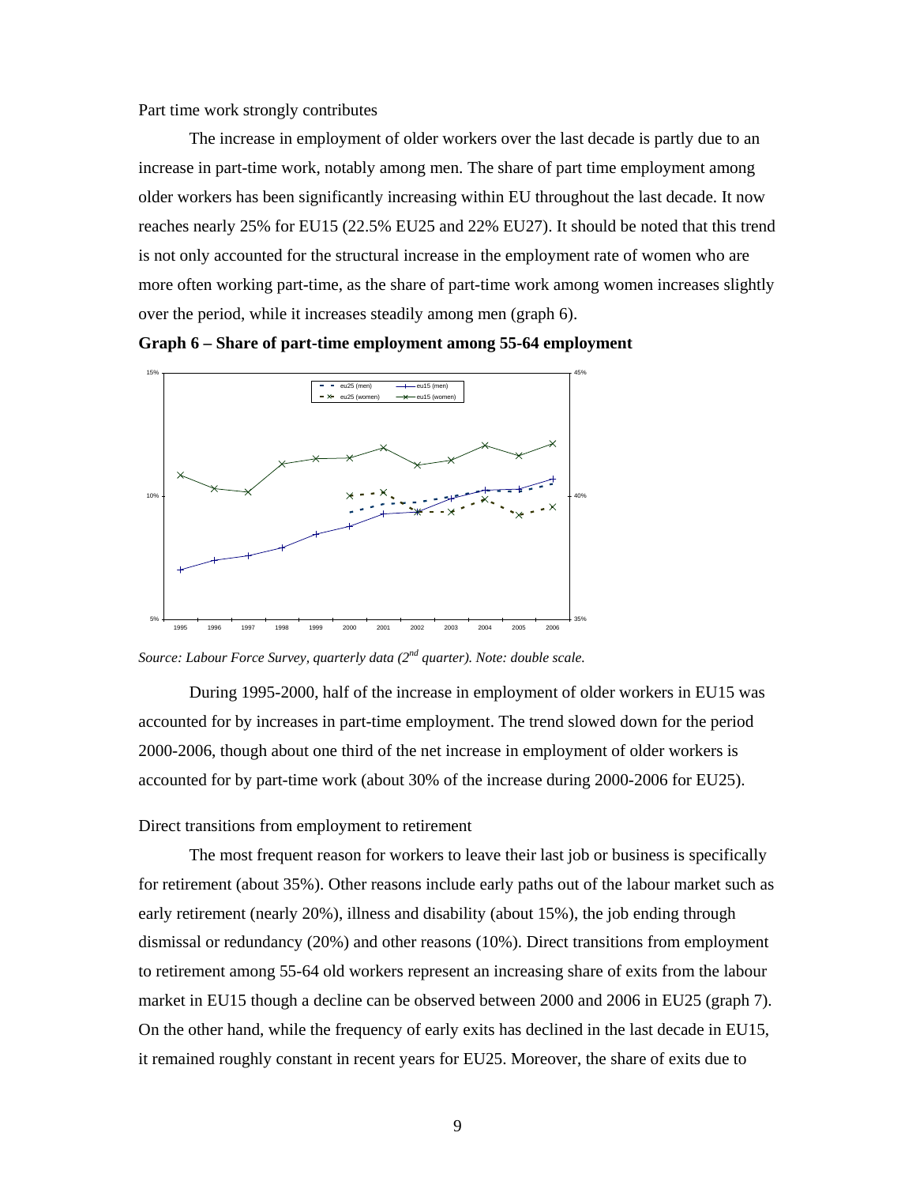Part time work strongly contributes

The increase in employment of older workers over the last decade is partly due to an increase in part-time work, notably among men. The share of part time employment among older workers has been significantly increasing within EU throughout the last decade. It now reaches nearly 25% for EU15 (22.5% EU25 and 22% EU27). It should be noted that this trend is not only accounted for the structural increase in the employment rate of women who are more often working part-time, as the share of part-time work among women increases slightly over the period, while it increases steadily among men (graph 6).

**Graph 6 – Share of part-time employment among 55-64 employment**

*Source: Labour Force Survey, quarterly data (2nd quarter). Note: double scale.*

During 1995-2000, half of the increase in employment of older workers in EU15 was accounted for by increases in part-time employment. The trend slowed down for the period 2000-2006, though about one third of the net increase in employment of older workers is accounted for by part-time work (about 30% of the increase during 2000-2006 for EU25).

Direct transitions from employment to retirement

The most frequent reason for workers to leave their last job or business is specifically for retirement (about 35%). Other reasons include early paths out of the labour market such as early retirement (nearly 20%), illness and disability (about 15%), the job ending through dismissal or redundancy (20%) and other reasons (10%). Direct transitions from employment to retirement among 55-64 old workers represent an increasing share of exits from the labour market in EU15 though a decline can be observed between 2000 and 2006 in EU25 (graph 7). On the other hand, while the frequency of early exits has declined in the last decade in EU15, it remained roughly constant in recent years for EU25. Moreover, the share of exits due to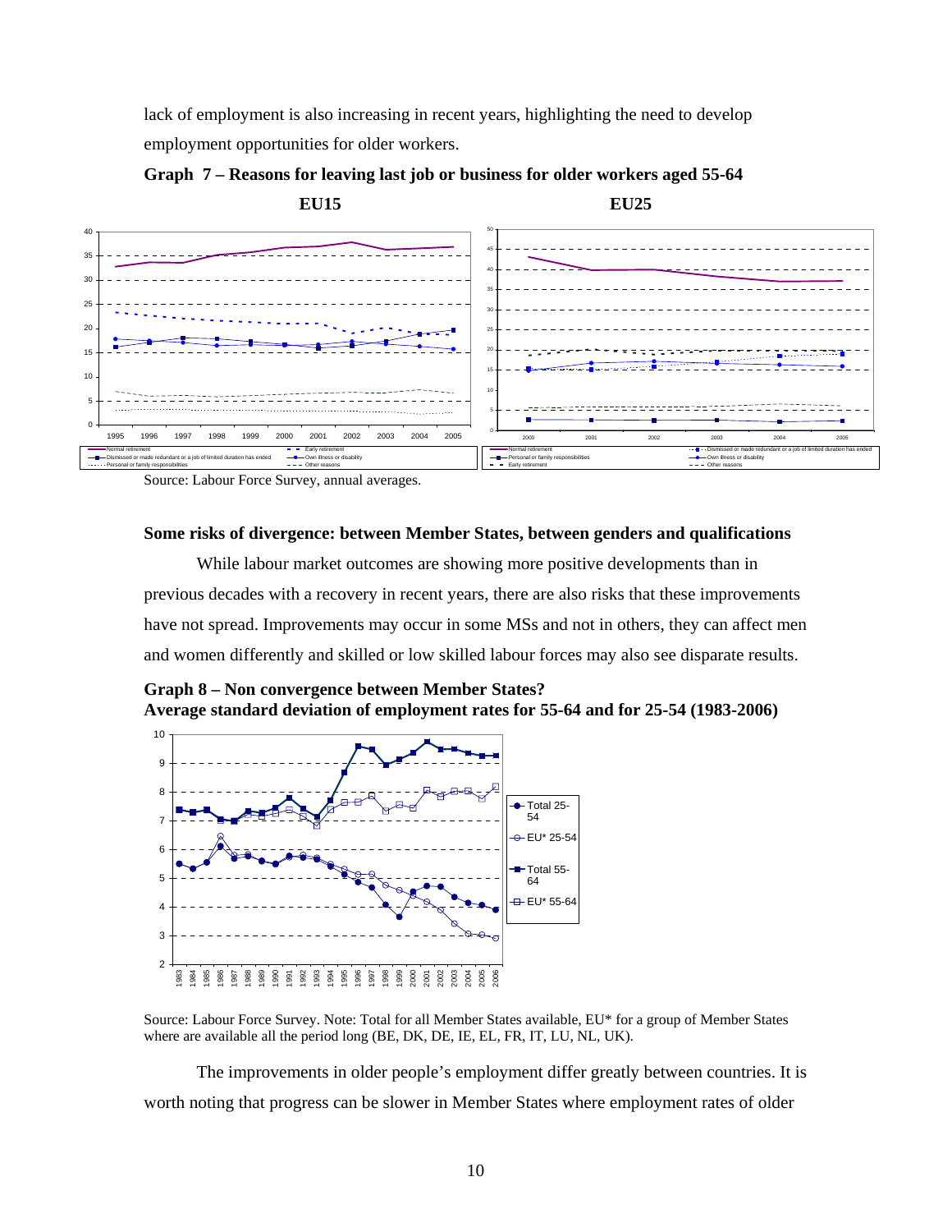lack of employment is also increasing in recent years, highlighting the need to develop employment opportunities for older workers.

**Graph 7 – Reasons for leaving last job or business for older workers aged 55-64**

**EU15** **EU25**

Source: Labour Force Survey, annual averages.

**Some risks of divergence: between Member States, between genders and qualifications**

While labour market outcomes are showing more positive developments than in previous decades with a recovery in recent years, there are also risks that these improvements have not spread. Improvements may occur in some MSs and not in others, they can affect men and women differently and skilled or low skilled labour forces may also see disparate results.

**Graph 8 – Non convergence between Member States?**
**Average standard deviation of employment rates for 55-64 and for 25-54 (1983-2006)**

Source: Labour Force Survey. Note: Total for all Member States available, EU* for a group of Member States where are available all the period long (BE, DK, DE, IE, EL, FR, IT, LU, NL, UK).

The improvements in older people's employment differ greatly between countries. It is worth noting that progress can be slower in Member States where employment rates of older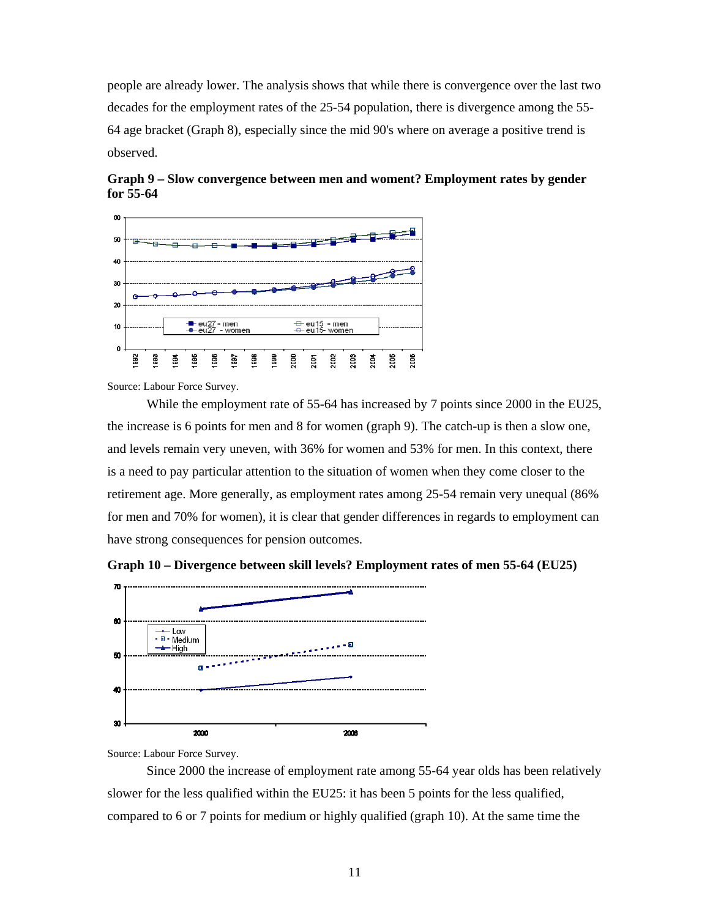people are already lower. The analysis shows that while there is convergence over the last two decades for the employment rates of the 25-54 population, there is divergence among the 55-64 age bracket (Graph 8), especially since the mid 90's where on average a positive trend is observed.

**Graph 9 – Slow convergence between men and woment? Employment rates by gender for 55-64**

Source: Labour Force Survey.

While the employment rate of 55-64 has increased by 7 points since 2000 in the EU25, the increase is 6 points for men and 8 for women (graph 9). The catch-up is then a slow one, and levels remain very uneven, with 36% for women and 53% for men. In this context, there is a need to pay particular attention to the situation of women when they come closer to the retirement age. More generally, as employment rates among 25-54 remain very unequal (86% for men and 70% for women), it is clear that gender differences in regards to employment can have strong consequences for pension outcomes.

**Graph 10 – Divergence between skill levels? Employment rates of men 55-64 (EU25)**

Source: Labour Force Survey.

Since 2000 the increase of employment rate among 55-64 year olds has been relatively slower for the less qualified within the EU25: it has been 5 points for the less qualified, compared to 6 or 7 points for medium or highly qualified (graph 10). At the same time the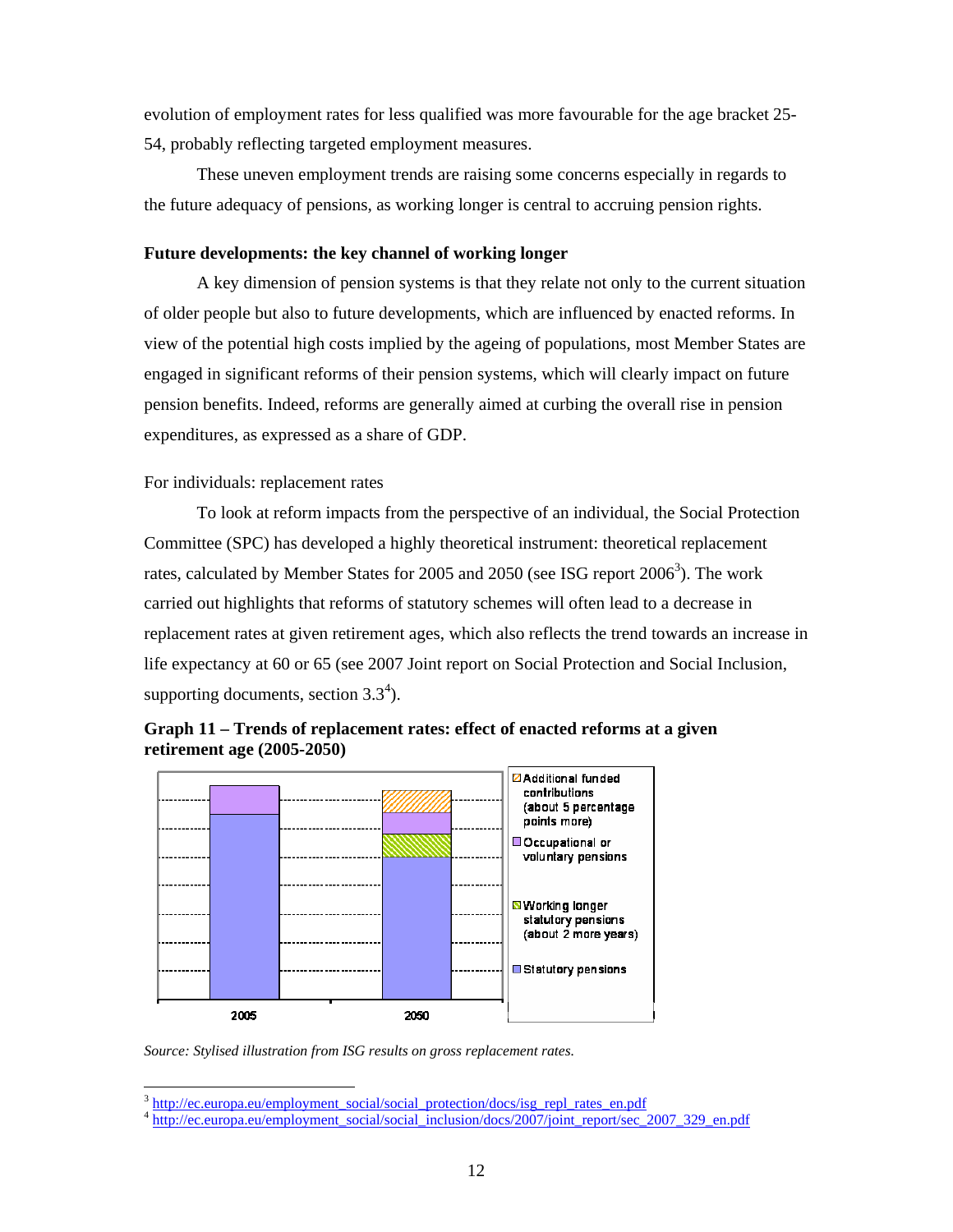evolution of employment rates for less qualified was more favourable for the age bracket 25-54, probably reflecting targeted employment measures.

These uneven employment trends are raising some concerns especially in regards to the future adequacy of pensions, as working longer is central to accruing pension rights.

**Future developments: the key channel of working longer**

A key dimension of pension systems is that they relate not only to the current situation of older people but also to future developments, which are influenced by enacted reforms. In view of the potential high costs implied by the ageing of populations, most Member States are engaged in significant reforms of their pension systems, which will clearly impact on future pension benefits. Indeed, reforms are generally aimed at curbing the overall rise in pension expenditures, as expressed as a share of GDP.

For individuals: replacement rates

To look at reform impacts from the perspective of an individual, the Social Protection Committee (SPC) has developed a highly theoretical instrument: theoretical replacement rates, calculated by Member States for 2005 and 2050 (see ISG report 2006[3]). The work carried out highlights that reforms of statutory schemes will often lead to a decrease in replacement rates at given retirement ages, which also reflects the trend towards an increase in life expectancy at 60 or 65 (see 2007 Joint report on Social Protection and Social Inclusion, supporting documents, section 3.3[4]).

**Graph 11 – Trends of replacement rates: effect of enacted reforms at a given retirement age (2005-2050)**

*Source: Stylised illustration from ISG results on gross replacement rates.*

[3] http://ec.europa.eu/employment_social/social_protection/docs/isg_repl_rates_en.pdf

[4] http://ec.europa.eu/employment_social/social_inclusion/docs/2007/joint_report/sec_2007_329_en.pdf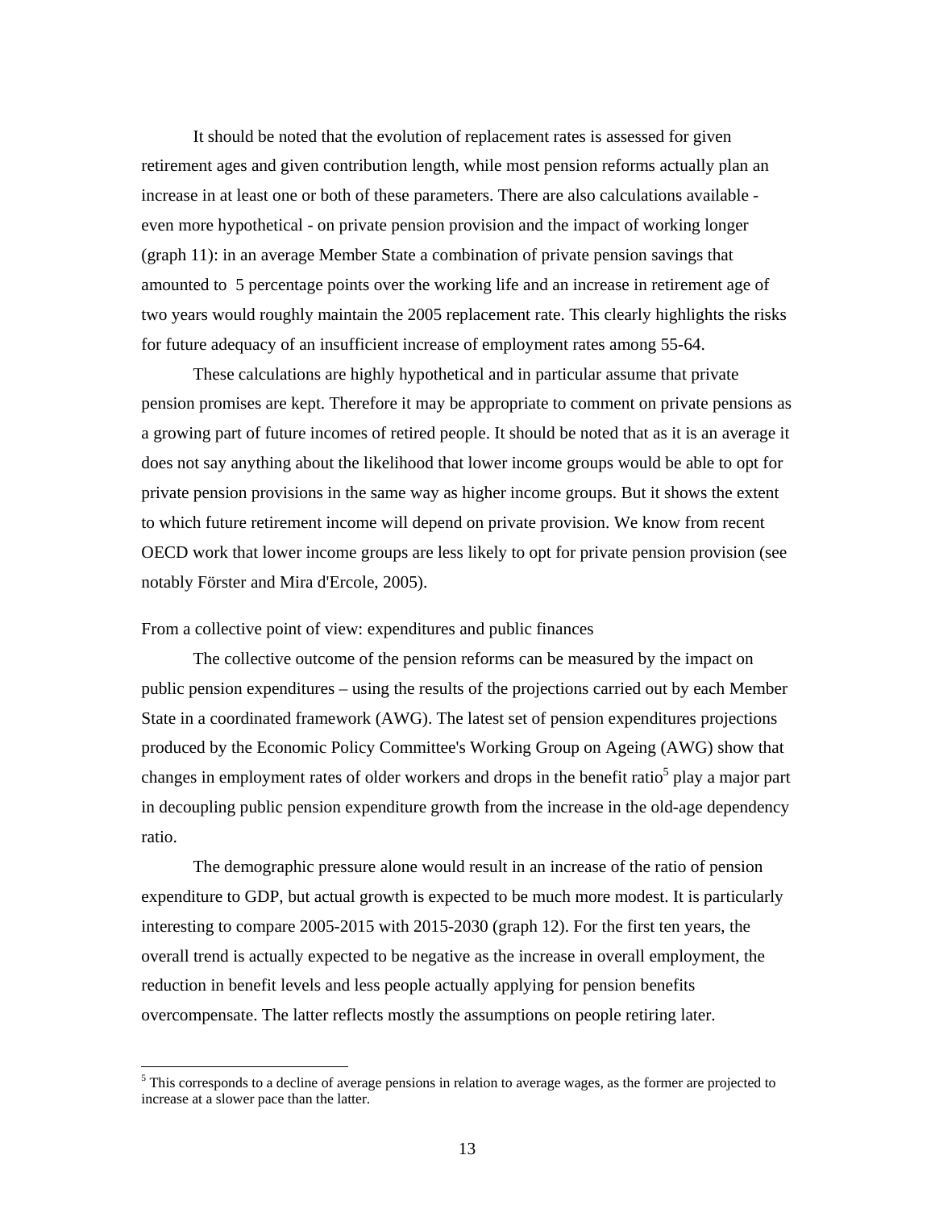It should be noted that the evolution of replacement rates is assessed for given retirement ages and given contribution length, while most pension reforms actually plan an increase in at least one or both of these parameters. There are also calculations available - even more hypothetical - on private pension provision and the impact of working longer (graph 11): in an average Member State a combination of private pension savings that amounted to 5 percentage points over the working life and an increase in retirement age of two years would roughly maintain the 2005 replacement rate. This clearly highlights the risks for future adequacy of an insufficient increase of employment rates among 55-64.

These calculations are highly hypothetical and in particular assume that private pension promises are kept. Therefore it may be appropriate to comment on private pensions as a growing part of future incomes of retired people. It should be noted that as it is an average it does not say anything about the likelihood that lower income groups would be able to opt for private pension provisions in the same way as higher income groups. But it shows the extent to which future retirement income will depend on private provision. We know from recent OECD work that lower income groups are less likely to opt for private pension provision (see notably Förster and Mira d'Ercole, 2005).

From a collective point of view: expenditures and public finances

The collective outcome of the pension reforms can be measured by the impact on public pension expenditures – using the results of the projections carried out by each Member State in a coordinated framework (AWG). The latest set of pension expenditures projections produced by the Economic Policy Committee's Working Group on Ageing (AWG) show that changes in employment rates of older workers and drops in the benefit ratio[5] play a major part in decoupling public pension expenditure growth from the increase in the old-age dependency ratio.

The demographic pressure alone would result in an increase of the ratio of pension expenditure to GDP, but actual growth is expected to be much more modest. It is particularly interesting to compare 2005-2015 with 2015-2030 (graph 12). For the first ten years, the overall trend is actually expected to be negative as the increase in overall employment, the reduction in benefit levels and less people actually applying for pension benefits overcompensate. The latter reflects mostly the assumptions on people retiring later.

[5] This corresponds to a decline of average pensions in relation to average wages, as the former are projected to increase at a slower pace than the latter.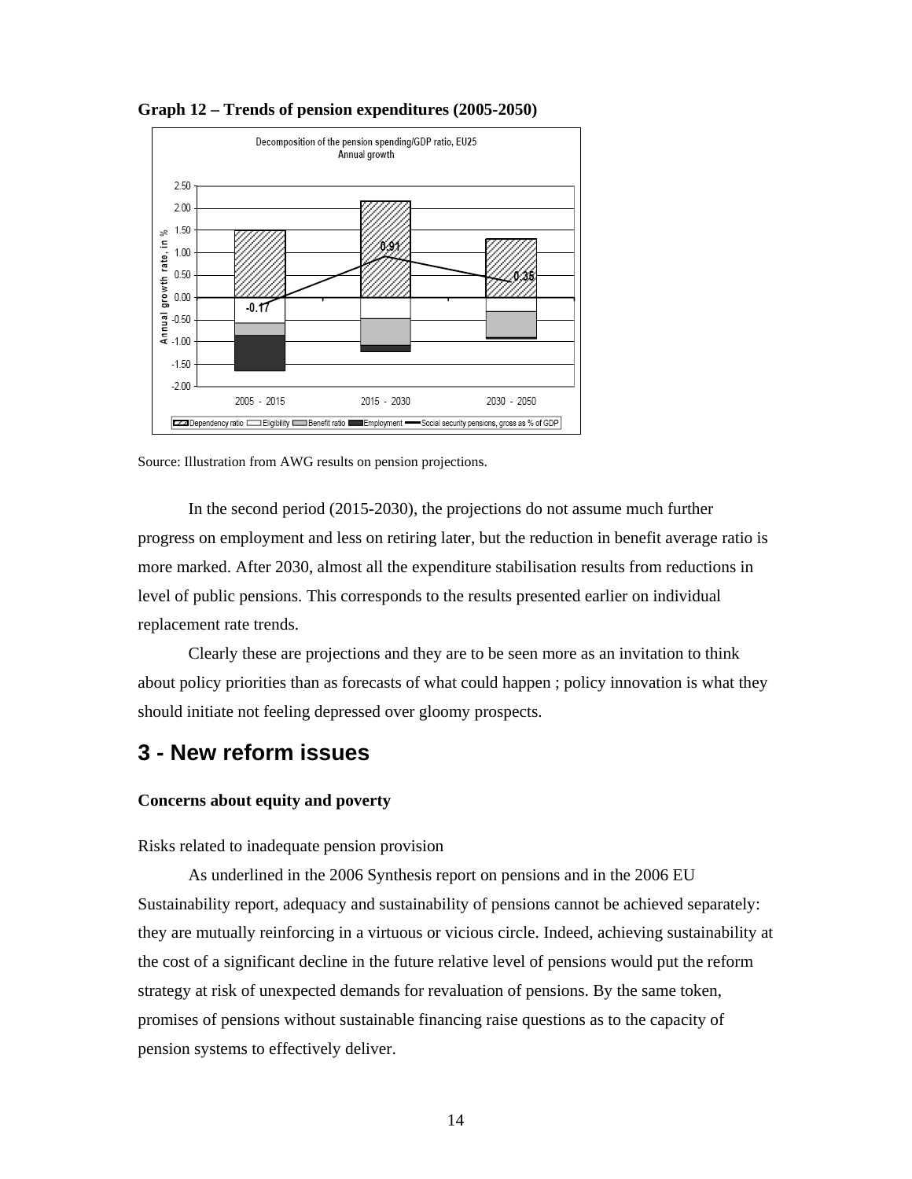**Graph 12 – Trends of pension expenditures (2005-2050)**

Source: Illustration from AWG results on pension projections.

In the second period (2015-2030), the projections do not assume much further progress on employment and less on retiring later, but the reduction in benefit average ratio is more marked. After 2030, almost all the expenditure stabilisation results from reductions in level of public pensions. This corresponds to the results presented earlier on individual replacement rate trends.

Clearly these are projections and they are to be seen more as an invitation to think about policy priorities than as forecasts of what could happen ; policy innovation is what they should initiate not feeling depressed over gloomy prospects.

## 3 - New reform issues

**Concerns about equity and poverty**

Risks related to inadequate pension provision

As underlined in the 2006 Synthesis report on pensions and in the 2006 EU Sustainability report, adequacy and sustainability of pensions cannot be achieved separately: they are mutually reinforcing in a virtuous or vicious circle. Indeed, achieving sustainability at the cost of a significant decline in the future relative level of pensions would put the reform strategy at risk of unexpected demands for revaluation of pensions. By the same token, promises of pensions without sustainable financing raise questions as to the capacity of pension systems to effectively deliver.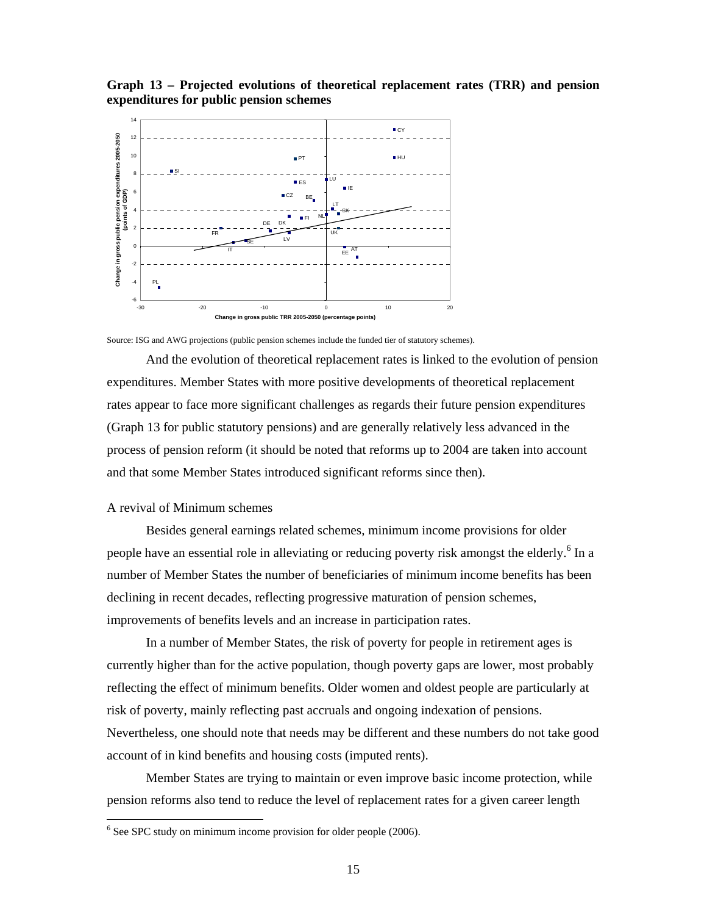**Graph 13 – Projected evolutions of theoretical replacement rates (TRR) and pension expenditures for public pension schemes**

Source: ISG and AWG projections (public pension schemes include the funded tier of statutory schemes).

And the evolution of theoretical replacement rates is linked to the evolution of pension expenditures. Member States with more positive developments of theoretical replacement rates appear to face more significant challenges as regards their future pension expenditures (Graph 13 for public statutory pensions) and are generally relatively less advanced in the process of pension reform (it should be noted that reforms up to 2004 are taken into account and that some Member States introduced significant reforms since then).

A revival of Minimum schemes

Besides general earnings related schemes, minimum income provisions for older people have an essential role in alleviating or reducing poverty risk amongst the elderly.[6] In a number of Member States the number of beneficiaries of minimum income benefits has been declining in recent decades, reflecting progressive maturation of pension schemes, improvements of benefits levels and an increase in participation rates.

In a number of Member States, the risk of poverty for people in retirement ages is currently higher than for the active population, though poverty gaps are lower, most probably reflecting the effect of minimum benefits. Older women and oldest people are particularly at risk of poverty, mainly reflecting past accruals and ongoing indexation of pensions. Nevertheless, one should note that needs may be different and these numbers do not take good account of in kind benefits and housing costs (imputed rents).

Member States are trying to maintain or even improve basic income protection, while pension reforms also tend to reduce the level of replacement rates for a given career length

[6] See SPC study on minimum income provision for older people (2006).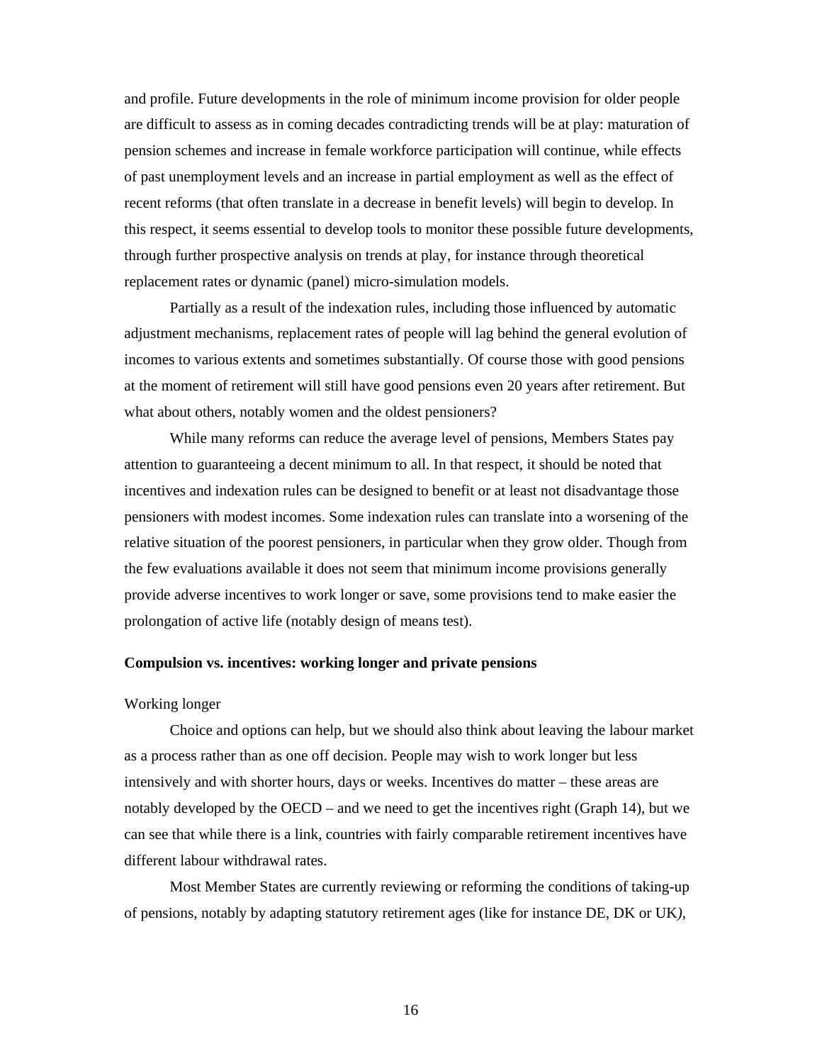and profile. Future developments in the role of minimum income provision for older people are difficult to assess as in coming decades contradicting trends will be at play: maturation of pension schemes and increase in female workforce participation will continue, while effects of past unemployment levels and an increase in partial employment as well as the effect of recent reforms (that often translate in a decrease in benefit levels) will begin to develop. In this respect, it seems essential to develop tools to monitor these possible future developments, through further prospective analysis on trends at play, for instance through theoretical replacement rates or dynamic (panel) micro-simulation models.

Partially as a result of the indexation rules, including those influenced by automatic adjustment mechanisms, replacement rates of people will lag behind the general evolution of incomes to various extents and sometimes substantially. Of course those with good pensions at the moment of retirement will still have good pensions even 20 years after retirement. But what about others, notably women and the oldest pensioners?

While many reforms can reduce the average level of pensions, Members States pay attention to guaranteeing a decent minimum to all. In that respect, it should be noted that incentives and indexation rules can be designed to benefit or at least not disadvantage those pensioners with modest incomes. Some indexation rules can translate into a worsening of the relative situation of the poorest pensioners, in particular when they grow older. Though from the few evaluations available it does not seem that minimum income provisions generally provide adverse incentives to work longer or save, some provisions tend to make easier the prolongation of active life (notably design of means test).

**Compulsion vs. incentives: working longer and private pensions**

Working longer

Choice and options can help, but we should also think about leaving the labour market as a process rather than as one off decision. People may wish to work longer but less intensively and with shorter hours, days or weeks. Incentives do matter – these areas are notably developed by the OECD – and we need to get the incentives right (Graph 14), but we can see that while there is a link, countries with fairly comparable retirement incentives have different labour withdrawal rates.

Most Member States are currently reviewing or reforming the conditions of taking-up of pensions, notably by adapting statutory retirement ages (like for instance DE, DK or UK*)*,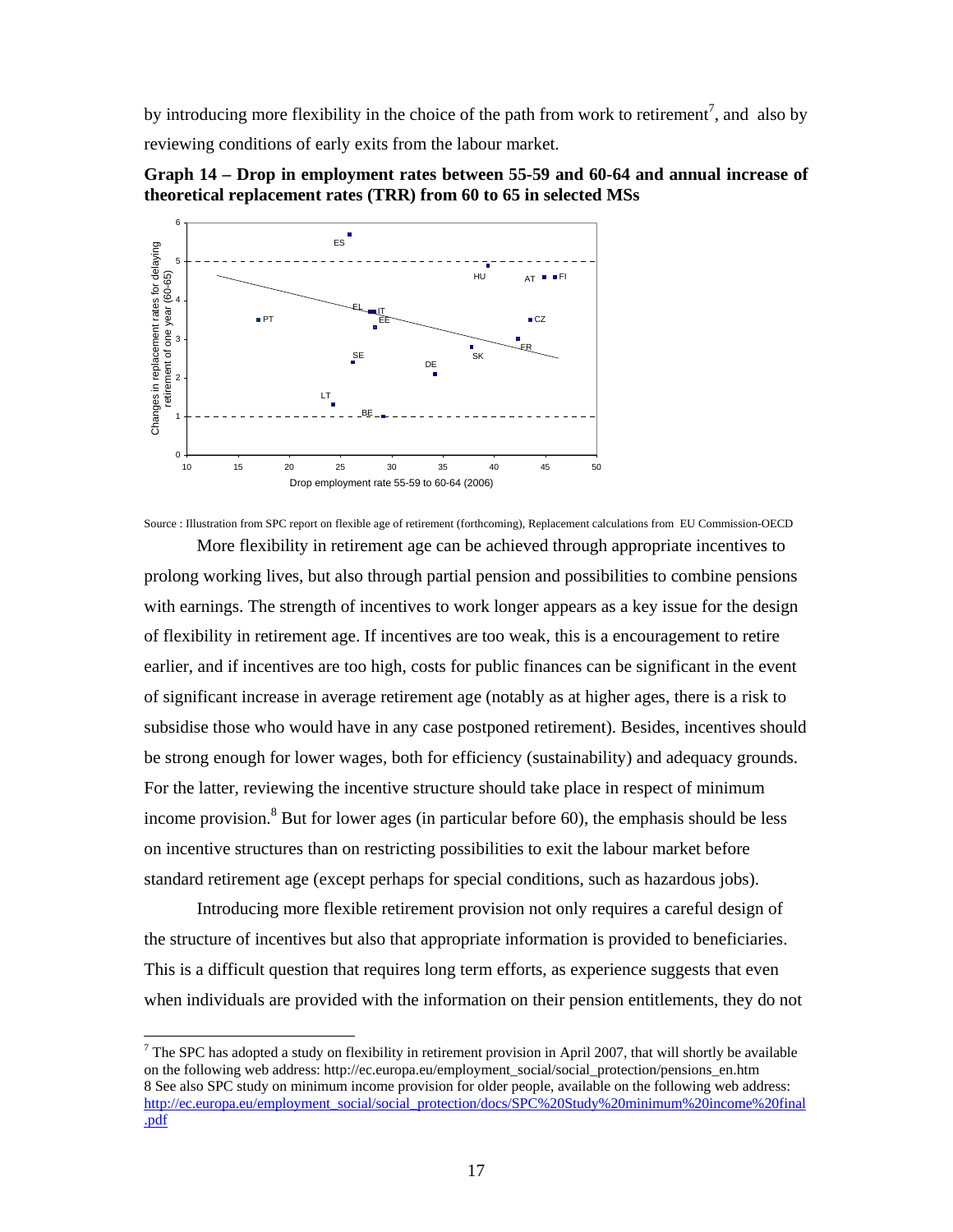by introducing more flexibility in the choice of the path from work to retirement[7], and also by reviewing conditions of early exits from the labour market.

**Graph 14 – Drop in employment rates between 55-59 and 60-64 and annual increase of theoretical replacement rates (TRR) from 60 to 65 in selected MSs**

Source : Illustration from SPC report on flexible age of retirement (forthcoming), Replacement calculations from EU Commission-OECD

More flexibility in retirement age can be achieved through appropriate incentives to prolong working lives, but also through partial pension and possibilities to combine pensions with earnings. The strength of incentives to work longer appears as a key issue for the design of flexibility in retirement age. If incentives are too weak, this is a encouragement to retire earlier, and if incentives are too high, costs for public finances can be significant in the event of significant increase in average retirement age (notably as at higher ages, there is a risk to subsidise those who would have in any case postponed retirement). Besides, incentives should be strong enough for lower wages, both for efficiency (sustainability) and adequacy grounds. For the latter, reviewing the incentive structure should take place in respect of minimum income provision.[8] But for lower ages (in particular before 60), the emphasis should be less on incentive structures than on restricting possibilities to exit the labour market before standard retirement age (except perhaps for special conditions, such as hazardous jobs).

Introducing more flexible retirement provision not only requires a careful design of the structure of incentives but also that appropriate information is provided to beneficiaries. This is a difficult question that requires long term efforts, as experience suggests that even when individuals are provided with the information on their pension entitlements, they do not

---

[7] The SPC has adopted a study on flexibility in retirement provision in April 2007, that will shortly be available on the following web address: http://ec.europa.eu/employment_social/social_protection/pensions_en.htm

8 See also SPC study on minimum income provision for older people, available on the following web address: http://ec.europa.eu/employment_social/social_protection/docs/SPC%20Study%20minimum%20income%20final.pdf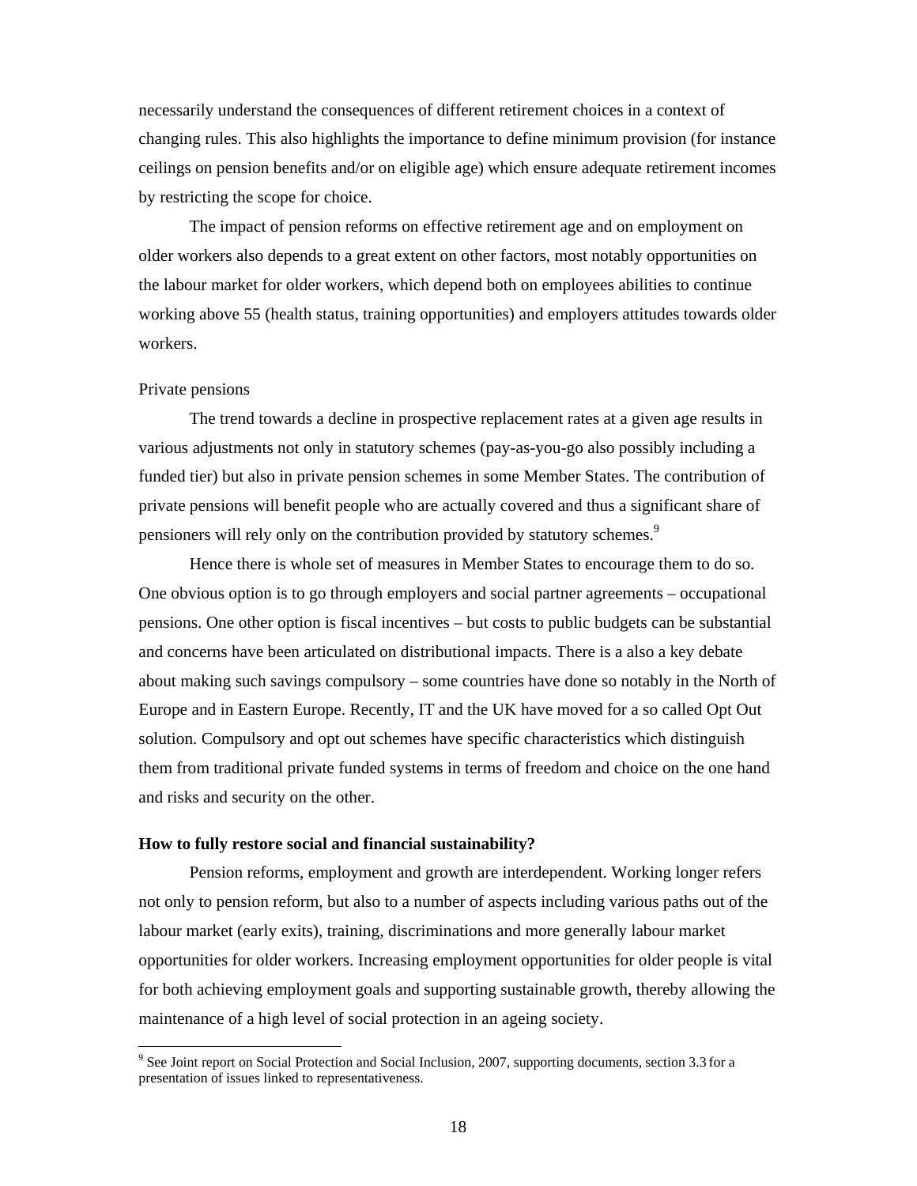necessarily understand the consequences of different retirement choices in a context of changing rules. This also highlights the importance to define minimum provision (for instance ceilings on pension benefits and/or on eligible age) which ensure adequate retirement incomes by restricting the scope for choice.

The impact of pension reforms on effective retirement age and on employment on older workers also depends to a great extent on other factors, most notably opportunities on the labour market for older workers, which depend both on employees abilities to continue working above 55 (health status, training opportunities) and employers attitudes towards older workers.

Private pensions

The trend towards a decline in prospective replacement rates at a given age results in various adjustments not only in statutory schemes (pay-as-you-go also possibly including a funded tier) but also in private pension schemes in some Member States. The contribution of private pensions will benefit people who are actually covered and thus a significant share of pensioners will rely only on the contribution provided by statutory schemes.[9]

Hence there is whole set of measures in Member States to encourage them to do so. One obvious option is to go through employers and social partner agreements – occupational pensions. One other option is fiscal incentives – but costs to public budgets can be substantial and concerns have been articulated on distributional impacts. There is a also a key debate about making such savings compulsory – some countries have done so notably in the North of Europe and in Eastern Europe. Recently, IT and the UK have moved for a so called Opt Out solution. Compulsory and opt out schemes have specific characteristics which distinguish them from traditional private funded systems in terms of freedom and choice on the one hand and risks and security on the other.

**How to fully restore social and financial sustainability?**

Pension reforms, employment and growth are interdependent. Working longer refers not only to pension reform, but also to a number of aspects including various paths out of the labour market (early exits), training, discriminations and more generally labour market opportunities for older workers. Increasing employment opportunities for older people is vital for both achieving employment goals and supporting sustainable growth, thereby allowing the maintenance of a high level of social protection in an ageing society.

[9] See Joint report on Social Protection and Social Inclusion, 2007, supporting documents, section 3.3 for a presentation of issues linked to representativeness.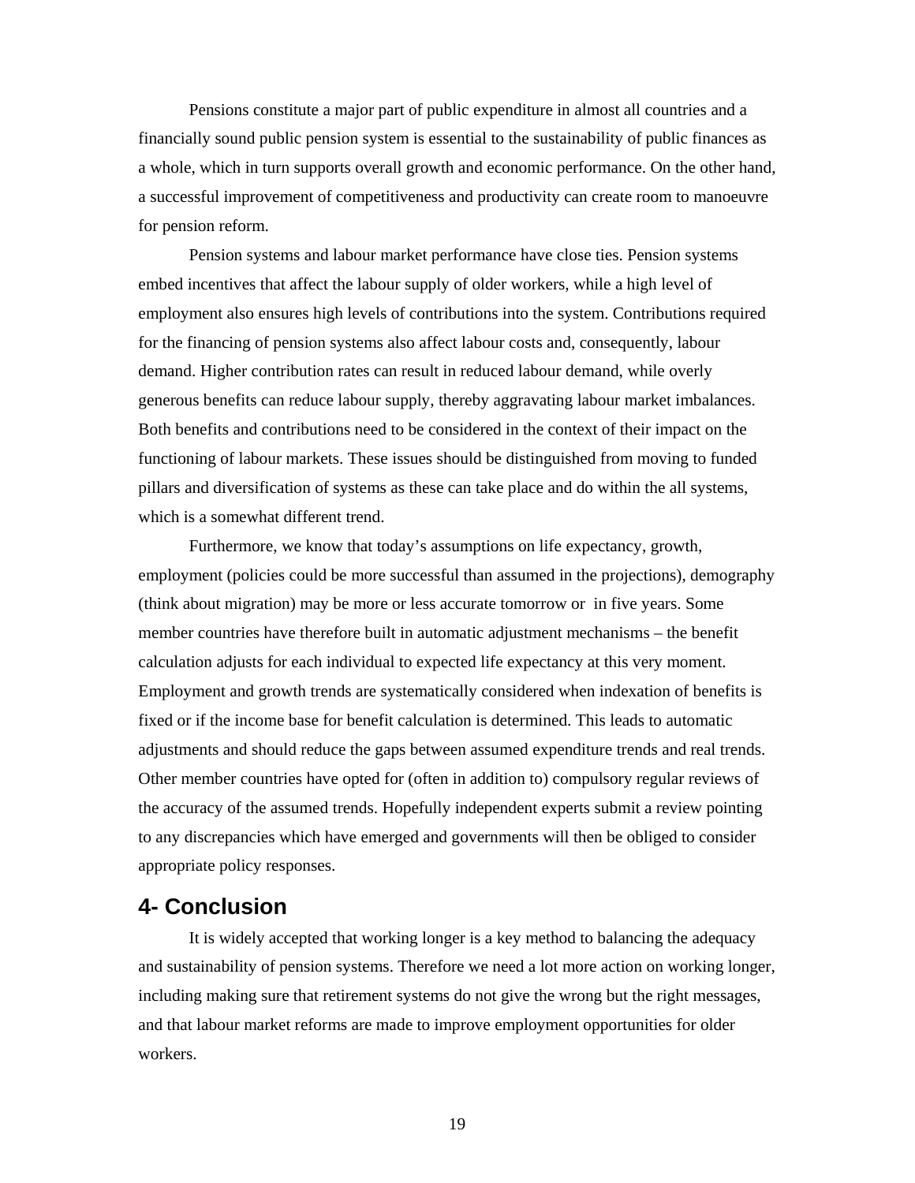Pensions constitute a major part of public expenditure in almost all countries and a financially sound public pension system is essential to the sustainability of public finances as a whole, which in turn supports overall growth and economic performance. On the other hand, a successful improvement of competitiveness and productivity can create room to manoeuvre for pension reform.

Pension systems and labour market performance have close ties. Pension systems embed incentives that affect the labour supply of older workers, while a high level of employment also ensures high levels of contributions into the system. Contributions required for the financing of pension systems also affect labour costs and, consequently, labour demand. Higher contribution rates can result in reduced labour demand, while overly generous benefits can reduce labour supply, thereby aggravating labour market imbalances. Both benefits and contributions need to be considered in the context of their impact on the functioning of labour markets. These issues should be distinguished from moving to funded pillars and diversification of systems as these can take place and do within the all systems, which is a somewhat different trend.

Furthermore, we know that today's assumptions on life expectancy, growth, employment (policies could be more successful than assumed in the projections), demography (think about migration) may be more or less accurate tomorrow or in five years. Some member countries have therefore built in automatic adjustment mechanisms – the benefit calculation adjusts for each individual to expected life expectancy at this very moment. Employment and growth trends are systematically considered when indexation of benefits is fixed or if the income base for benefit calculation is determined. This leads to automatic adjustments and should reduce the gaps between assumed expenditure trends and real trends. Other member countries have opted for (often in addition to) compulsory regular reviews of the accuracy of the assumed trends. Hopefully independent experts submit a review pointing to any discrepancies which have emerged and governments will then be obliged to consider appropriate policy responses.

## 4- Conclusion

It is widely accepted that working longer is a key method to balancing the adequacy and sustainability of pension systems. Therefore we need a lot more action on working longer, including making sure that retirement systems do not give the wrong but the right messages, and that labour market reforms are made to improve employment opportunities for older workers.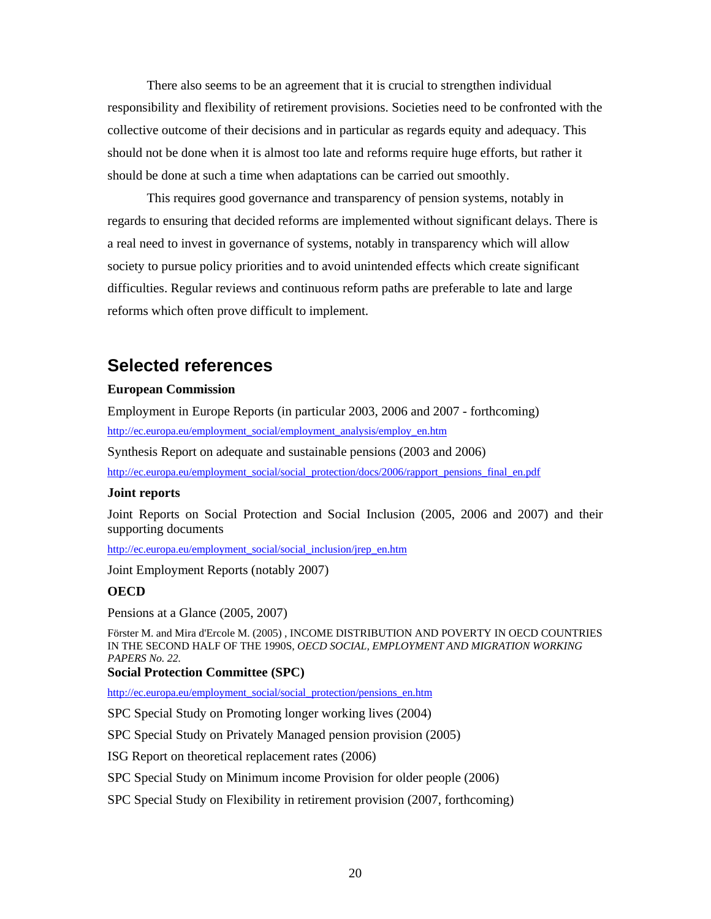There also seems to be an agreement that it is crucial to strengthen individual responsibility and flexibility of retirement provisions. Societies need to be confronted with the collective outcome of their decisions and in particular as regards equity and adequacy. This should not be done when it is almost too late and reforms require huge efforts, but rather it should be done at such a time when adaptations can be carried out smoothly.

This requires good governance and transparency of pension systems, notably in regards to ensuring that decided reforms are implemented without significant delays. There is a real need to invest in governance of systems, notably in transparency which will allow society to pursue policy priorities and to avoid unintended effects which create significant difficulties. Regular reviews and continuous reform paths are preferable to late and large reforms which often prove difficult to implement.

## Selected references

**European Commission**

Employment in Europe Reports (in particular 2003, 2006 and 2007 - forthcoming)

http://ec.europa.eu/employment_social/employment_analysis/employ_en.htm

Synthesis Report on adequate and sustainable pensions (2003 and 2006)

http://ec.europa.eu/employment_social/social_protection/docs/2006/rapport_pensions_final_en.pdf

**Joint reports**

Joint Reports on Social Protection and Social Inclusion (2005, 2006 and 2007) and their supporting documents

http://ec.europa.eu/employment_social/social_inclusion/jrep_en.htm

Joint Employment Reports (notably 2007)

**OECD**

Pensions at a Glance (2005, 2007)

Förster M. and Mira d'Ercole M. (2005) , INCOME DISTRIBUTION AND POVERTY IN OECD COUNTRIES IN THE SECOND HALF OF THE 1990S, *OECD SOCIAL, EMPLOYMENT AND MIGRATION WORKING PAPERS No. 22.*

**Social Protection Committee (SPC)**

http://ec.europa.eu/employment_social/social_protection/pensions_en.htm

SPC Special Study on Promoting longer working lives (2004)

SPC Special Study on Privately Managed pension provision (2005)

ISG Report on theoretical replacement rates (2006)

SPC Special Study on Minimum income Provision for older people (2006)

SPC Special Study on Flexibility in retirement provision (2007, forthcoming)